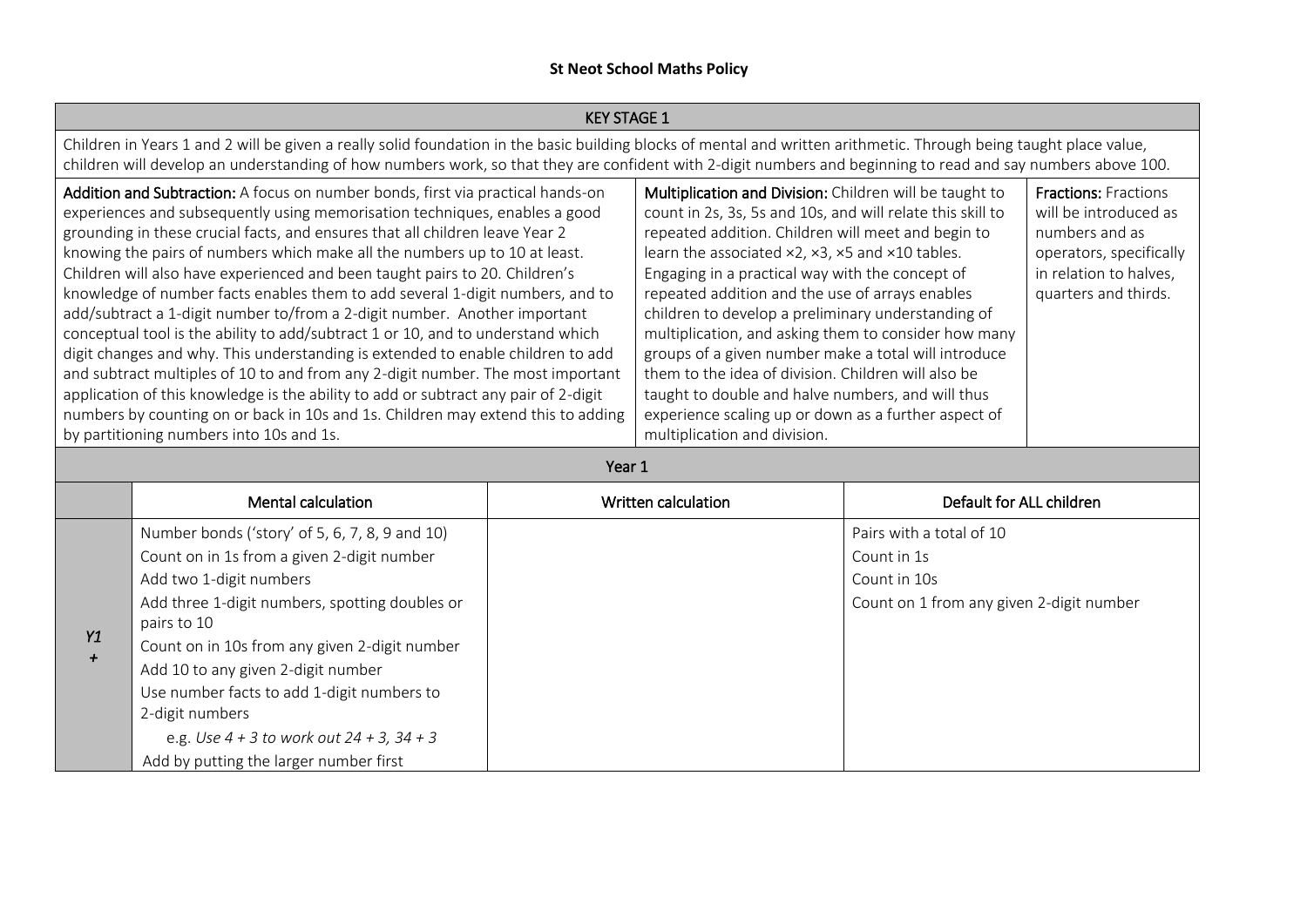# St Neot School Maths Policy

| KEY STAGE 1 | | |
|---|---|---|
| Children in Years 1 and 2 will be given a really solid foundation in the basic building blocks of mental and written arithmetic. Through being taught place value, children will develop an understanding of how numbers work, so that they are confident with 2-digit numbers and beginning to read and say numbers above 100. | | |
| **Addition and Subtraction:** A focus on number bonds, first via practical hands-on experiences and subsequently using memorisation techniques, enables a good grounding in these crucial facts, and ensures that all children leave Year 2 knowing the pairs of numbers which make all the numbers up to 10 at least. Children will also have experienced and been taught pairs to 20. Children's knowledge of number facts enables them to add several 1-digit numbers, and to add/subtract a 1-digit number to/from a 2-digit number. Another important conceptual tool is the ability to add/subtract 1 or 10, and to understand which digit changes and why. This understanding is extended to enable children to add and subtract multiples of 10 to and from any 2-digit number. The most important application of this knowledge is the ability to add or subtract any pair of 2-digit numbers by counting on or back in 10s and 1s. Children may extend this to adding by partitioning numbers into 10s and 1s. | **Multiplication and Division:** Children will be taught to count in 2s, 3s, 5s and 10s, and will relate this skill to repeated addition. Children will meet and begin to learn the associated ×2, ×3, ×5 and ×10 tables. Engaging in a practical way with the concept of repeated addition and the use of arrays enables children to develop a preliminary understanding of multiplication, and asking them to consider how many groups of a given number make a total will introduce them to the idea of division. Children will also be taught to double and halve numbers, and will thus experience scaling up or down as a further aspect of multiplication and division. | **Fractions:** Fractions will be introduced as numbers and as operators, specifically in relation to halves, quarters and thirds. |

| Year 1 | | | |
|---|---|---|---|
| | **Mental calculation** | **Written calculation** | **Default for ALL children** |
| *Y1* **+** | Number bonds ('story' of 5, 6, 7, 8, 9 and 10)<br>Count on in 1s from a given 2-digit number<br>Add two 1-digit numbers<br>Add three 1-digit numbers, spotting doubles or pairs to 10<br>Count on in 10s from any given 2-digit number<br>Add 10 to any given 2-digit number<br>Use number facts to add 1-digit numbers to 2-digit numbers<br>e.g. *Use 4 + 3 to work out 24 + 3, 34 + 3*<br>Add by putting the larger number first | | Pairs with a total of 10<br>Count in 1s<br>Count in 10s<br>Count on 1 from any given 2-digit number |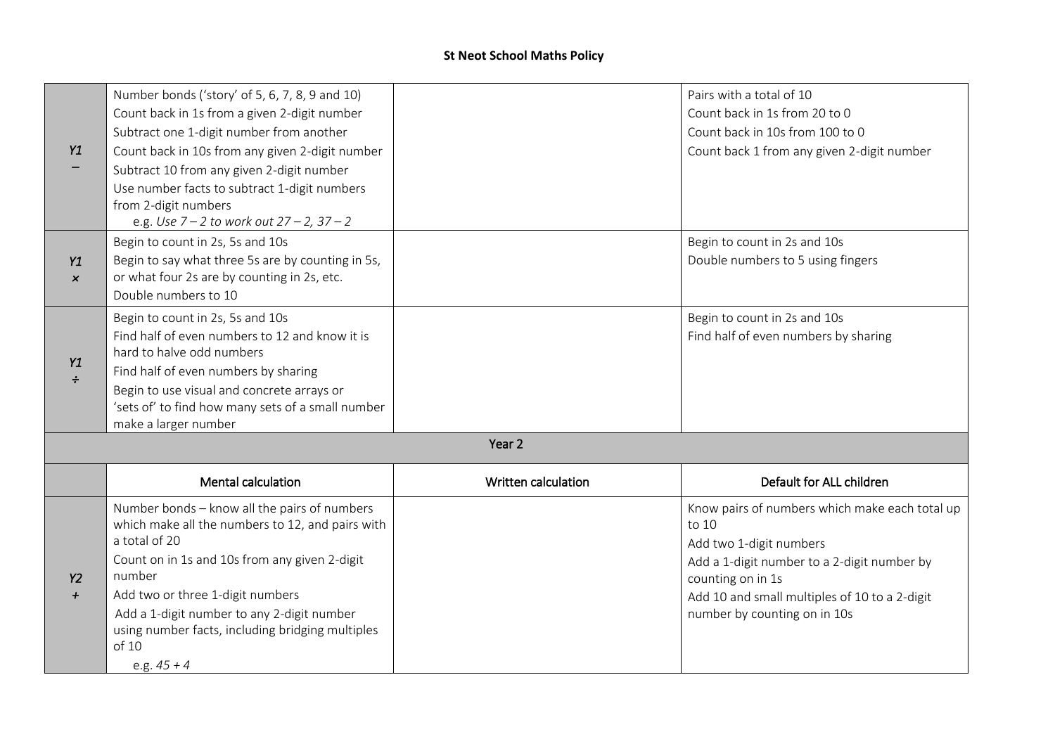# St Neot School Maths Policy

| | Mental calculation | Written calculation | Default for ALL children |
|---|---|---|---|
| *Y1* – | Number bonds ('story' of 5, 6, 7, 8, 9 and 10)<br>Count back in 1s from a given 2-digit number<br>Subtract one 1-digit number from another<br>Count back in 10s from any given 2-digit number<br>Subtract 10 from any given 2-digit number<br>Use number facts to subtract 1-digit numbers from 2-digit numbers<br>e.g. *Use 7 – 2 to work out 27 – 2, 37 – 2* | | Pairs with a total of 10<br>Count back in 1s from 20 to 0<br>Count back in 10s from 100 to 0<br>Count back 1 from any given 2-digit number |
| *Y1* × | Begin to count in 2s, 5s and 10s<br>Begin to say what three 5s are by counting in 5s, or what four 2s are by counting in 2s, etc.<br>Double numbers to 10 | | Begin to count in 2s and 10s<br>Double numbers to 5 using fingers |
| *Y1* ÷ | Begin to count in 2s, 5s and 10s<br>Find half of even numbers to 12 and know it is hard to halve odd numbers<br>Find half of even numbers by sharing<br>Begin to use visual and concrete arrays or 'sets of' to find how many sets of a small number make a larger number | | Begin to count in 2s and 10s<br>Find half of even numbers by sharing |
| Year 2 | | | |
| | Mental calculation | Written calculation | Default for ALL children |
| *Y2* + | Number bonds – know all the pairs of numbers which make all the numbers to 12, and pairs with a total of 20<br>Count on in 1s and 10s from any given 2-digit number<br>Add two or three 1-digit numbers<br>Add a 1-digit number to any 2-digit number using number facts, including bridging multiples of 10<br>e.g. *45 + 4* | | Know pairs of numbers which make each total up to 10<br>Add two 1-digit numbers<br>Add a 1-digit number to a 2-digit number by counting on in 1s<br>Add 10 and small multiples of 10 to a 2-digit number by counting on in 10s |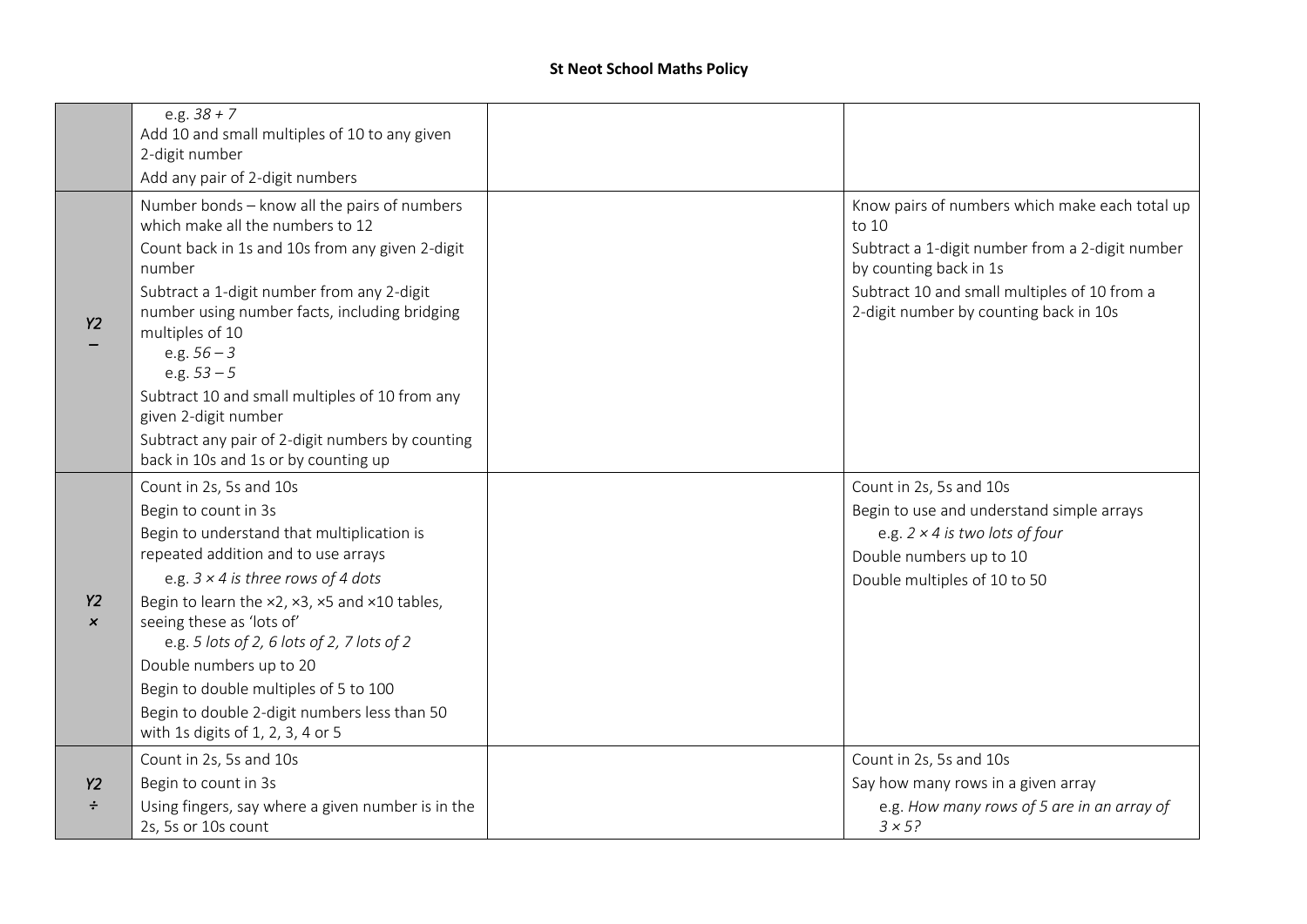| | | | |
|---|---|---|---|
| | e.g. *38 + 7*<br>Add 10 and small multiples of 10 to any given 2-digit number<br>Add any pair of 2-digit numbers | | |
| *Y2* **–** | Number bonds – know all the pairs of numbers which make all the numbers to 12<br>Count back in 1s and 10s from any given 2-digit number<br>Subtract a 1-digit number from any 2-digit number using number facts, including bridging multiples of 10<br>e.g. *56 – 3*<br>e.g. *53 – 5*<br>Subtract 10 and small multiples of 10 from any given 2-digit number<br>Subtract any pair of 2-digit numbers by counting back in 10s and 1s or by counting up | | Know pairs of numbers which make each total up to 10<br>Subtract a 1-digit number from a 2-digit number by counting back in 1s<br>Subtract 10 and small multiples of 10 from a 2-digit number by counting back in 10s |
| *Y2* **×** | Count in 2s, 5s and 10s<br>Begin to count in 3s<br>Begin to understand that multiplication is repeated addition and to use arrays<br>e.g. *3 × 4 is three rows of 4 dots*<br>Begin to learn the ×2, ×3, ×5 and ×10 tables, seeing these as 'lots of'<br>e.g. *5 lots of 2, 6 lots of 2, 7 lots of 2*<br>Double numbers up to 20<br>Begin to double multiples of 5 to 100<br>Begin to double 2-digit numbers less than 50 with 1s digits of 1, 2, 3, 4 or 5 | | Count in 2s, 5s and 10s<br>Begin to use and understand simple arrays<br>e.g. *2 × 4 is two lots of four*<br>Double numbers up to 10<br>Double multiples of 10 to 50 |
| *Y2* **÷** | Count in 2s, 5s and 10s<br>Begin to count in 3s<br>Using fingers, say where a given number is in the 2s, 5s or 10s count | | Count in 2s, 5s and 10s<br>Say how many rows in a given array<br>e.g. *How many rows of 5 are in an array of 3 × 5?* |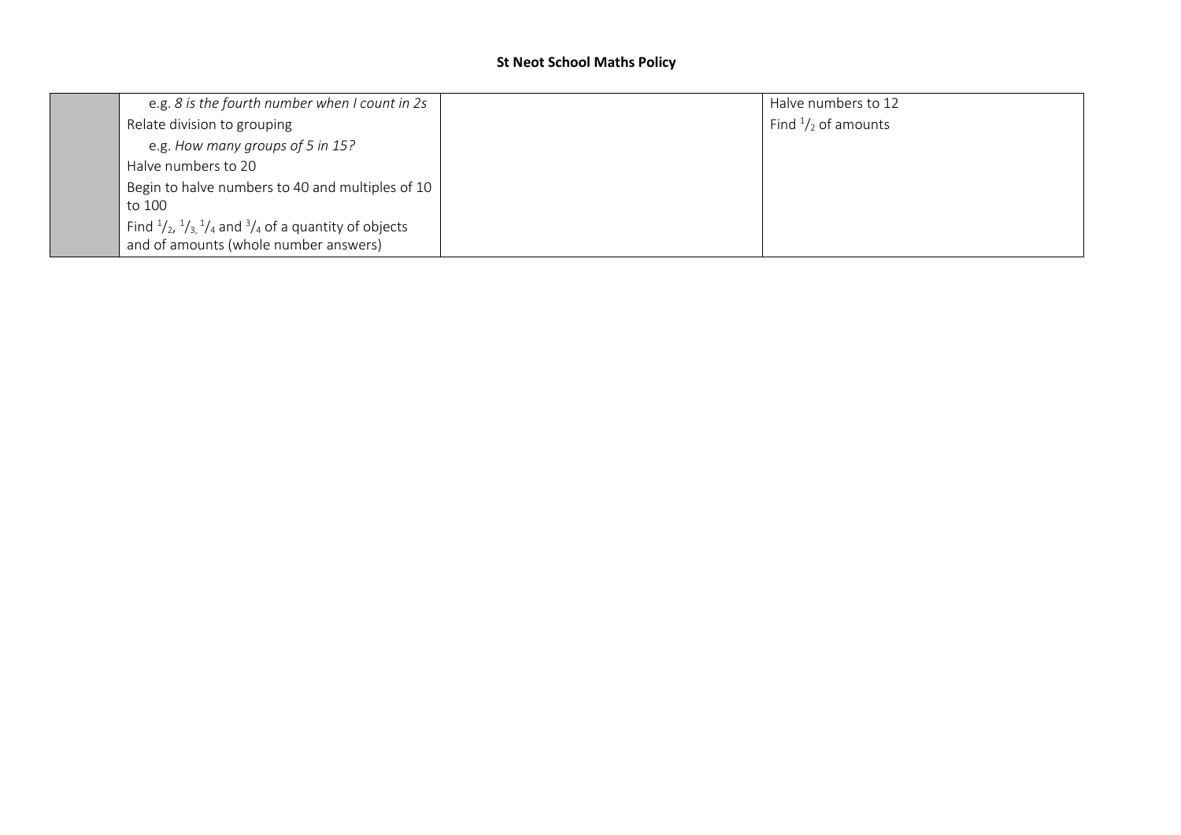| | | | |
|---|---|---|---|
| | e.g. *8 is the fourth number when I count in 2s*<br>Relate division to grouping<br>e.g. *How many groups of 5 in 15?*<br>Halve numbers to 20<br>Begin to halve numbers to 40 and multiples of 10 to 100<br>Find $^1/_2$, $^1/_3$, $^1/_4$ and $^3/_4$ of a quantity of objects and of amounts (whole number answers) | | Halve numbers to 12<br>Find $^1/_2$ of amounts |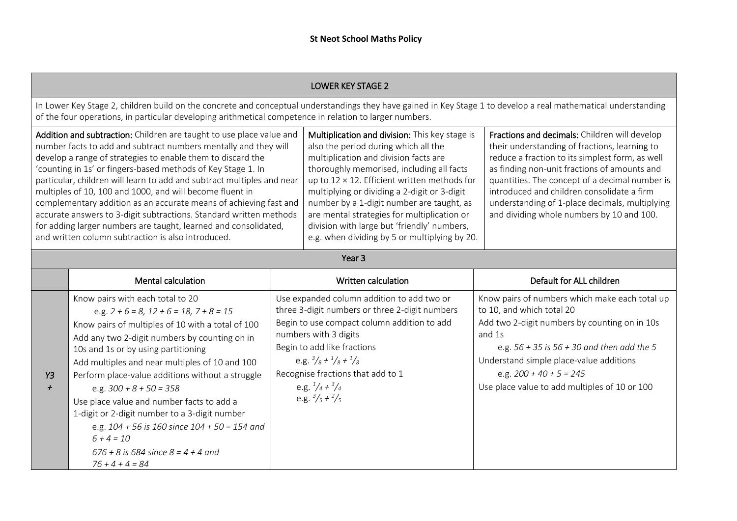**St Neot School Maths Policy**

## LOWER KEY STAGE 2

In Lower Key Stage 2, children build on the concrete and conceptual understandings they have gained in Key Stage 1 to develop a real mathematical understanding of the four operations, in particular developing arithmetical competence in relation to larger numbers.

**Addition and subtraction:** Children are taught to use place value and number facts to add and subtract numbers mentally and they will develop a range of strategies to enable them to discard the 'counting in 1s' or fingers-based methods of Key Stage 1. In particular, children will learn to add and subtract multiples and near multiples of 10, 100 and 1000, and will become fluent in complementary addition as an accurate means of achieving fast and accurate answers to 3-digit subtractions. Standard written methods for adding larger numbers are taught, learned and consolidated, and written column subtraction is also introduced.

**Multiplication and division:** This key stage is also the period during which all the multiplication and division facts are thoroughly memorised, including all facts up to 12 × 12. Efficient written methods for multiplying or dividing a 2-digit or 3-digit number by a 1-digit number are taught, as are mental strategies for multiplication or division with large but 'friendly' numbers, e.g. when dividing by 5 or multiplying by 20.

**Fractions and decimals:** Children will develop their understanding of fractions, learning to reduce a fraction to its simplest form, as well as finding non-unit fractions of amounts and quantities. The concept of a decimal number is introduced and children consolidate a firm understanding of 1-place decimals, multiplying and dividing whole numbers by 10 and 100.

### Year 3

| | Mental calculation | Written calculation | Default for ALL children |
|---|---|---|---|
| *Y3 +* | Know pairs with each total to 20<br>e.g. *2 + 6 = 8, 12 + 6 = 18, 7 + 8 = 15*<br>Know pairs of multiples of 10 with a total of 100<br>Add any two 2-digit numbers by counting on in 10s and 1s or by using partitioning<br>Add multiples and near multiples of 10 and 100<br>Perform place-value additions without a struggle<br>e.g. *300 + 8 + 50 = 358*<br>Use place value and number facts to add a 1-digit or 2-digit number to a 3-digit number<br>e.g. *104 + 56 is 160 since 104 + 50 = 154 and 6 + 4 = 10*<br>*676 + 8 is 684 since 8 = 4 + 4 and 76 + 4 + 4 = 84* | Use expanded column addition to add two or three 3-digit numbers or three 2-digit numbers<br>Begin to use compact column addition to add numbers with 3 digits<br>Begin to add like fractions<br>e.g. $\frac{3}{8} + \frac{1}{8} + \frac{1}{8}$<br>Recognise fractions that add to 1<br>e.g. $\frac{1}{4} + \frac{3}{4}$<br>e.g. $\frac{3}{5} + \frac{2}{5}$ | Know pairs of numbers which make each total up to 10, and which total 20<br>Add two 2-digit numbers by counting on in 10s and 1s<br>e.g. *56 + 35 is 56 + 30 and then add the 5*<br>Understand simple place-value additions<br>e.g. *200 + 40 + 5 = 245*<br>Use place value to add multiples of 10 or 100 |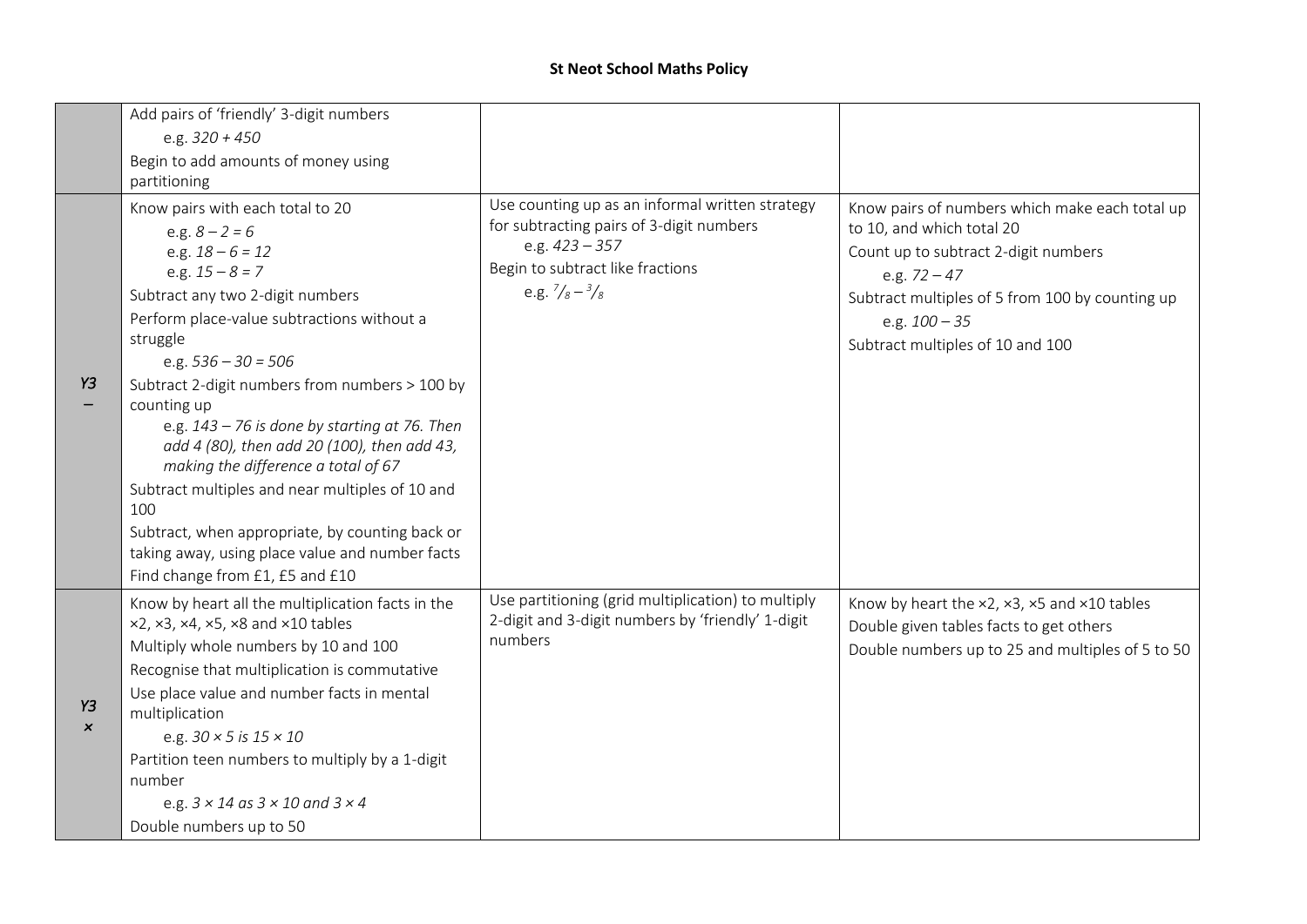**St Neot School Maths Policy**

| | | | |
|---|---|---|---|
| | Add pairs of 'friendly' 3-digit numbers<br>e.g. *320 + 450*<br>Begin to add amounts of money using partitioning | | |
| *Y3*<br>*–* | Know pairs with each total to 20<br>e.g. *8 – 2 = 6*<br>e.g. *18 – 6 = 12*<br>e.g. *15 – 8 = 7*<br>Subtract any two 2-digit numbers<br>Perform place-value subtractions without a struggle<br>e.g. *536 – 30 = 506*<br>Subtract 2-digit numbers from numbers > 100 by counting up<br>e.g. *143 – 76 is done by starting at 76. Then add 4 (80), then add 20 (100), then add 43, making the difference a total of 67*<br>Subtract multiples and near multiples of 10 and 100<br>Subtract, when appropriate, by counting back or taking away, using place value and number facts<br>Find change from £1, £5 and £10 | Use counting up as an informal written strategy for subtracting pairs of 3-digit numbers<br>e.g. *423 – 357*<br>Begin to subtract like fractions<br>e.g. $\frac{7}{8} - \frac{3}{8}$ | Know pairs of numbers which make each total up to 10, and which total 20<br>Count up to subtract 2-digit numbers<br>e.g. *72 – 47*<br>Subtract multiples of 5 from 100 by counting up<br>e.g. *100 – 35*<br>Subtract multiples of 10 and 100 |
| *Y3*<br>*×* | Know by heart all the multiplication facts in the ×2, ×3, ×4, ×5, ×8 and ×10 tables<br>Multiply whole numbers by 10 and 100<br>Recognise that multiplication is commutative<br>Use place value and number facts in mental multiplication<br>e.g. *30 × 5 is 15 × 10*<br>Partition teen numbers to multiply by a 1-digit number<br>e.g. *3 × 14 as 3 × 10 and 3 × 4*<br>Double numbers up to 50 | Use partitioning (grid multiplication) to multiply 2-digit and 3-digit numbers by 'friendly' 1-digit numbers | Know by heart the ×2, ×3, ×5 and ×10 tables<br>Double given tables facts to get others<br>Double numbers up to 25 and multiples of 5 to 50 |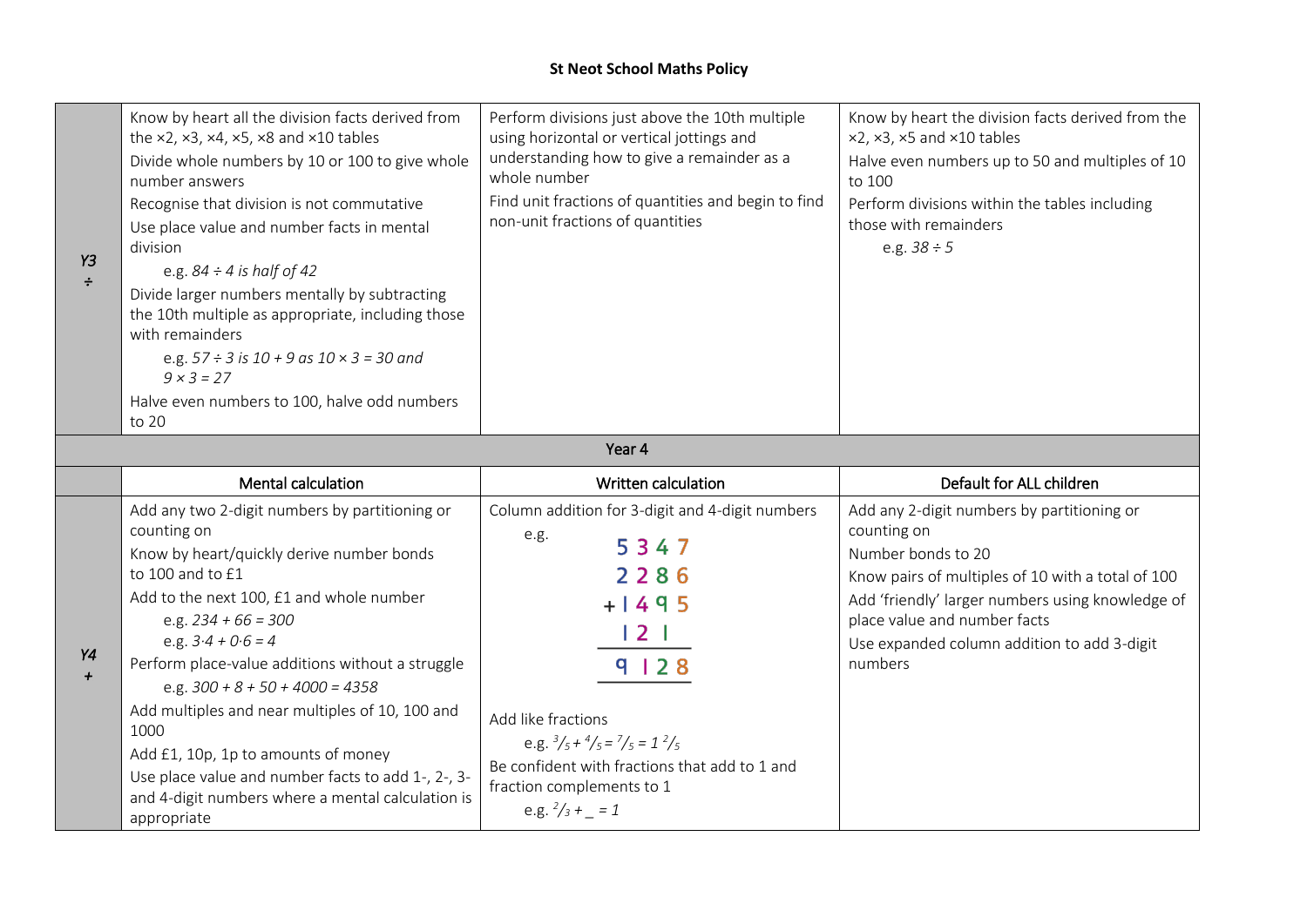# St Neot School Maths Policy

| | | | |
|---|---|---|---|
| *Y3* ÷ | Know by heart all the division facts derived from the ×2, ×3, ×4, ×5, ×8 and ×10 tables<br>Divide whole numbers by 10 or 100 to give whole number answers<br>Recognise that division is not commutative<br>Use place value and number facts in mental division<br>e.g. *84 ÷ 4 is half of 42*<br>Divide larger numbers mentally by subtracting the 10th multiple as appropriate, including those with remainders<br>e.g. *57 ÷ 3 is 10 + 9 as 10 × 3 = 30 and 9 × 3 = 27*<br>Halve even numbers to 100, halve odd numbers to 20 | Perform divisions just above the 10th multiple using horizontal or vertical jottings and understanding how to give a remainder as a whole number<br>Find unit fractions of quantities and begin to find non-unit fractions of quantities | Know by heart the division facts derived from the ×2, ×3, ×5 and ×10 tables<br>Halve even numbers up to 50 and multiples of 10 to 100<br>Perform divisions within the tables including those with remainders<br>e.g. *38 ÷ 5* |
| **Year 4** | | | |
| | Mental calculation | Written calculation | Default for ALL children |
| *Y4* + | Add any two 2-digit numbers by partitioning or counting on<br>Know by heart/quickly derive number bonds to 100 and to £1<br>Add to the next 100, £1 and whole number<br>e.g. *234 + 66 = 300*<br>e.g. *3·4 + 0·6 = 4*<br>Perform place-value additions without a struggle<br>e.g. *300 + 8 + 50 + 4000 = 4358*<br>Add multiples and near multiples of 10, 100 and 1000<br>Add £1, 10p, 1p to amounts of money<br>Use place value and number facts to add 1-, 2-, 3- and 4-digit numbers where a mental calculation is appropriate | Column addition for 3-digit and 4-digit numbers<br>e.g.<br>5347<br>2286<br>+ 1495<br>1 2 1 (carried)<br>9128<br>Add like fractions<br>e.g. $\frac{3}{5} + \frac{4}{5} = \frac{7}{5} = 1\frac{2}{5}$<br>Be confident with fractions that add to 1 and fraction complements to 1<br>e.g. $\frac{2}{3} + \_ = 1$ | Add any 2-digit numbers by partitioning or counting on<br>Number bonds to 20<br>Know pairs of multiples of 10 with a total of 100<br>Add 'friendly' larger numbers using knowledge of place value and number facts<br>Use expanded column addition to add 3-digit numbers |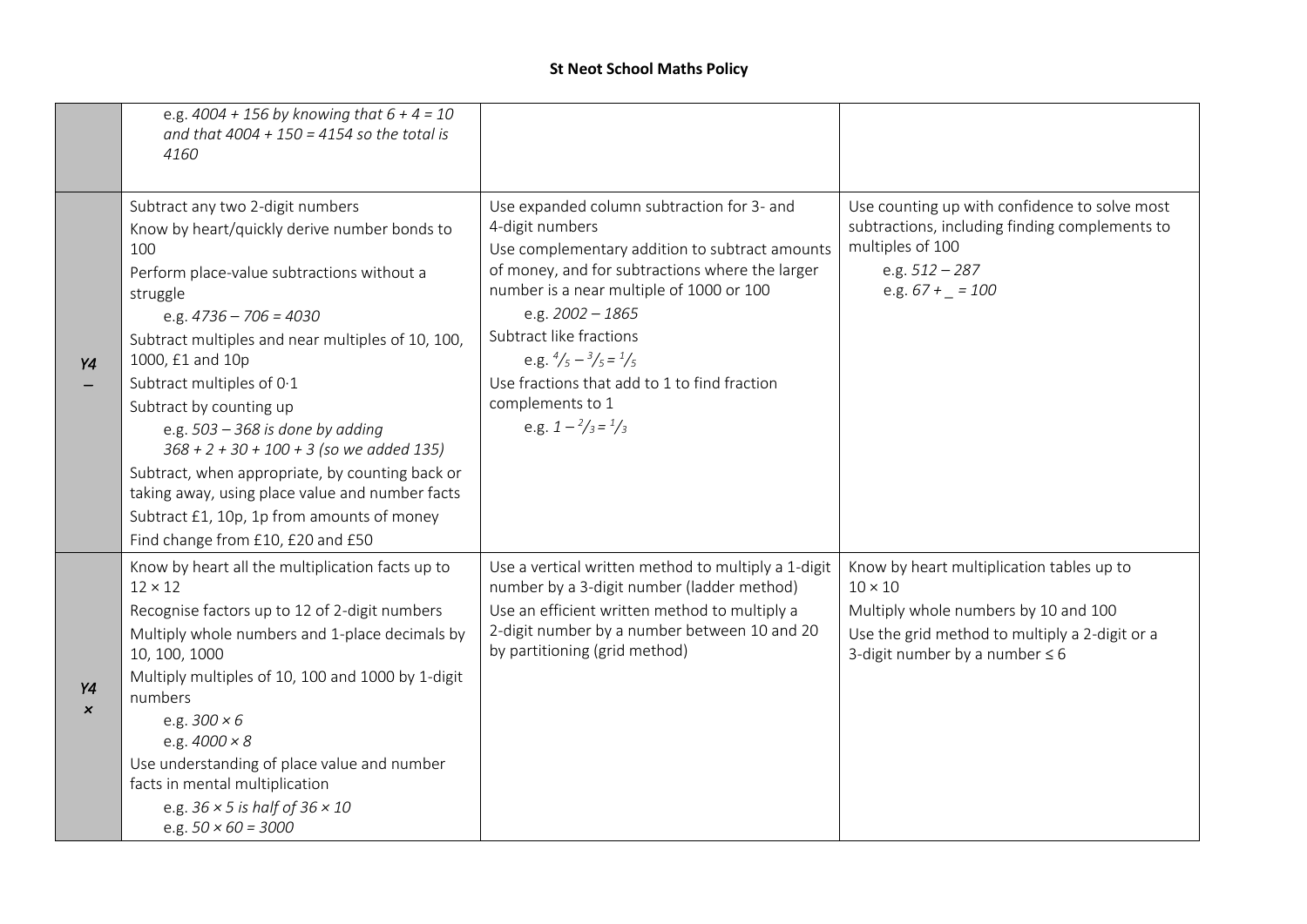**St Neot School Maths Policy**

| | | | |
|---|---|---|---|
| | e.g. *4004 + 156 by knowing that 6 + 4 = 10 and that 4004 + 150 = 4154 so the total is 4160* | | |
| *Y4* – | Subtract any two 2-digit numbers<br>Know by heart/quickly derive number bonds to 100<br>Perform place-value subtractions without a struggle<br>e.g. *4736 – 706 = 4030*<br>Subtract multiples and near multiples of 10, 100, 1000, £1 and 10p<br>Subtract multiples of 0·1<br>Subtract by counting up<br>e.g. *503 – 368 is done by adding 368 + 2 + 30 + 100 + 3 (so we added 135)*<br>Subtract, when appropriate, by counting back or taking away, using place value and number facts<br>Subtract £1, 10p, 1p from amounts of money<br>Find change from £10, £20 and £50 | Use expanded column subtraction for 3- and 4-digit numbers<br>Use complementary addition to subtract amounts of money, and for subtractions where the larger number is a near multiple of 1000 or 100<br>e.g. *2002 – 1865*<br>Subtract like fractions<br>e.g. $\frac{4}{5} - \frac{3}{5} = \frac{1}{5}$<br>Use fractions that add to 1 to find fraction complements to 1<br>e.g. $1 - \frac{2}{3} = \frac{1}{3}$ | Use counting up with confidence to solve most subtractions, including finding complements to multiples of 100<br>e.g. *512 – 287*<br>e.g. *67 + _ = 100* |
| *Y4* × | Know by heart all the multiplication facts up to 12 × 12<br>Recognise factors up to 12 of 2-digit numbers<br>Multiply whole numbers and 1-place decimals by 10, 100, 1000<br>Multiply multiples of 10, 100 and 1000 by 1-digit numbers<br>e.g. *300 × 6*<br>e.g. *4000 × 8*<br>Use understanding of place value and number facts in mental multiplication<br>e.g. *36 × 5 is half of 36 × 10*<br>e.g. *50 × 60 = 3000* | Use a vertical written method to multiply a 1-digit number by a 3-digit number (ladder method)<br>Use an efficient written method to multiply a 2-digit number by a number between 10 and 20 by partitioning (grid method) | Know by heart multiplication tables up to 10 × 10<br>Multiply whole numbers by 10 and 100<br>Use the grid method to multiply a 2-digit or a 3-digit number by a number ≤ 6 |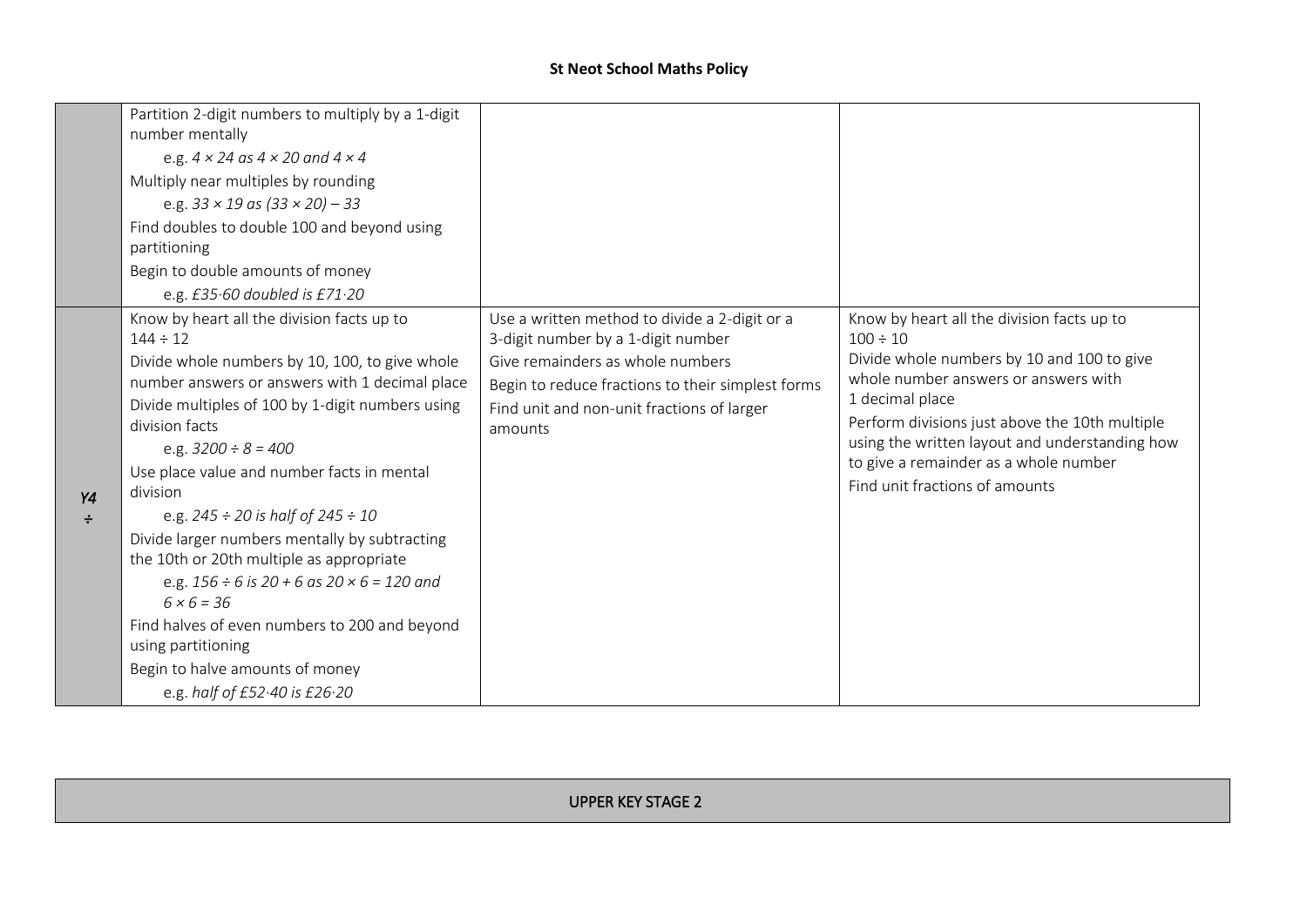| | | | |
|---|---|---|---|
| | Partition 2-digit numbers to multiply by a 1-digit number mentally<br>e.g. *$4 \times 24$ as $4 \times 20$ and $4 \times 4$*<br>Multiply near multiples by rounding<br>e.g. *$33 \times 19$ as $(33 \times 20) – 33$*<br>Find doubles to double 100 and beyond using partitioning<br>Begin to double amounts of money<br>e.g. *£35·60 doubled is £71·20* | | |
| *Y4* *÷* | Know by heart all the division facts up to $144 \div 12$<br>Divide whole numbers by 10, 100, to give whole number answers or answers with 1 decimal place<br>Divide multiples of 100 by 1-digit numbers using division facts<br>e.g. *$3200 \div 8 = 400$*<br>Use place value and number facts in mental division<br>e.g. *$245 \div 20$ is half of $245 \div 10$*<br>Divide larger numbers mentally by subtracting the 10th or 20th multiple as appropriate<br>e.g. *$156 \div 6$ is $20 + 6$ as $20 \times 6 = 120$ and $6 \times 6 = 36$*<br>Find halves of even numbers to 200 and beyond using partitioning<br>Begin to halve amounts of money<br>e.g. *half of £52·40 is £26·20* | Use a written method to divide a 2-digit or a 3-digit number by a 1-digit number<br>Give remainders as whole numbers<br>Begin to reduce fractions to their simplest forms<br>Find unit and non-unit fractions of larger amounts | Know by heart all the division facts up to $100 \div 10$<br>Divide whole numbers by 10 and 100 to give whole number answers or answers with 1 decimal place<br>Perform divisions just above the 10th multiple using the written layout and understanding how to give a remainder as a whole number<br>Find unit fractions of amounts |

| UPPER KEY STAGE 2 |
|---|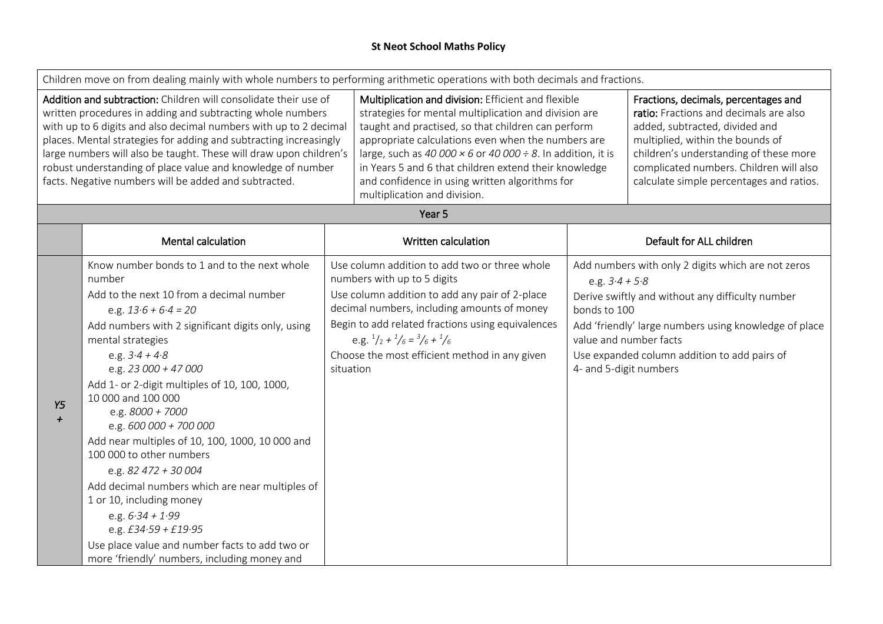**St Neot School Maths Policy**

| Children move on from dealing mainly with whole numbers to performing arithmetic operations with both decimals and fractions. | | |
|---|---|---|
| **Addition and subtraction:** Children will consolidate their use of written procedures in adding and subtracting whole numbers with up to 6 digits and also decimal numbers with up to 2 decimal places. Mental strategies for adding and subtracting increasingly large numbers will also be taught. These will draw upon children's robust understanding of place value and knowledge of number facts. Negative numbers will be added and subtracted. | **Multiplication and division:** Efficient and flexible strategies for mental multiplication and division are taught and practised, so that children can perform appropriate calculations even when the numbers are large, such as *40 000 × 6* or *40 000 ÷ 8*. In addition, it is in Years 5 and 6 that children extend their knowledge and confidence in using written algorithms for multiplication and division. | **Fractions, decimals, percentages and ratio:** Fractions and decimals are also added, subtracted, divided and multiplied, within the bounds of children's understanding of these more complicated numbers. Children will also calculate simple percentages and ratios. |

**Year 5**

| | Mental calculation | Written calculation | Default for ALL children |
|---|---|---|---|
| *Y5* + | Know number bonds to 1 and to the next whole number<br>Add to the next 10 from a decimal number<br>e.g. *13·6 + 6·4 = 20*<br>Add numbers with 2 significant digits only, using mental strategies<br>e.g. *3·4 + 4·8*<br>e.g. *23 000 + 47 000*<br>Add 1- or 2-digit multiples of 10, 100, 1000, 10 000 and 100 000<br>e.g. *8000 + 7000*<br>e.g. *600 000 + 700 000*<br>Add near multiples of 10, 100, 1000, 10 000 and 100 000 to other numbers<br>e.g. *82 472 + 30 004*<br>Add decimal numbers which are near multiples of 1 or 10, including money<br>e.g. *6·34 + 1·99*<br>e.g. *£34·59 + £19·95*<br>Use place value and number facts to add two or more 'friendly' numbers, including money and | Use column addition to add two or three whole numbers with up to 5 digits<br>Use column addition to add any pair of 2-place decimal numbers, including amounts of money<br>Begin to add related fractions using equivalences<br>e.g. $\frac{1}{2} + \frac{1}{6} = \frac{3}{6} + \frac{1}{6}$<br>Choose the most efficient method in any given situation | Add numbers with only 2 digits which are not zeros<br>e.g. *3·4 + 5·8*<br>Derive swiftly and without any difficulty number bonds to 100<br>Add 'friendly' large numbers using knowledge of place value and number facts<br>Use expanded column addition to add pairs of 4- and 5-digit numbers |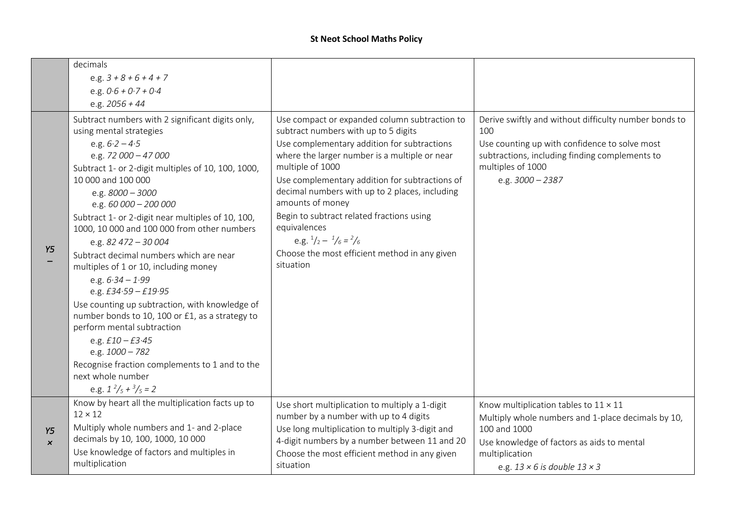**St Neot School Maths Policy**

| | | | |
|---|---|---|---|
| | decimals<br>e.g. *3 + 8 + 6 + 4 + 7*<br>e.g. *0·6 + 0·7 + 0·4*<br>e.g. *2056 + 44* | | |
| **Y5 –** | Subtract numbers with 2 significant digits only, using mental strategies<br>e.g. *6·2 – 4·5*<br>e.g. *72 000 – 47 000*<br>Subtract 1- or 2-digit multiples of 10, 100, 1000, 10 000 and 100 000<br>e.g. *8000 – 3000*<br>e.g. *60 000 – 200 000*<br>Subtract 1- or 2-digit near multiples of 10, 100, 1000, 10 000 and 100 000 from other numbers<br>e.g. *82 472 – 30 004*<br>Subtract decimal numbers which are near multiples of 1 or 10, including money<br>e.g. *6·34 – 1·99*<br>e.g. *£34·59 – £19·95*<br>Use counting up subtraction, with knowledge of number bonds to 10, 100 or £1, as a strategy to perform mental subtraction<br>e.g. *£10 – £3·45*<br>e.g. *1000 – 782*<br>Recognise fraction complements to 1 and to the next whole number<br>e.g. $1\frac{2}{5} + \frac{3}{5} = 2$ | Use compact or expanded column subtraction to subtract numbers with up to 5 digits<br>Use complementary addition for subtractions where the larger number is a multiple or near multiple of 1000<br>Use complementary addition for subtractions of decimal numbers with up to 2 places, including amounts of money<br>Begin to subtract related fractions using equivalences<br>e.g. $\frac{1}{2} - \frac{1}{6} = \frac{2}{6}$<br>Choose the most efficient method in any given situation | Derive swiftly and without difficulty number bonds to 100<br>Use counting up with confidence to solve most subtractions, including finding complements to multiples of 1000<br>e.g. *3000 – 2387* |
| **Y5 ×** | Know by heart all the multiplication facts up to 12 × 12<br>Multiply whole numbers and 1- and 2-place decimals by 10, 100, 1000, 10 000<br>Use knowledge of factors and multiples in multiplication | Use short multiplication to multiply a 1-digit number by a number with up to 4 digits<br>Use long multiplication to multiply 3-digit and 4-digit numbers by a number between 11 and 20<br>Choose the most efficient method in any given situation | Know multiplication tables to 11 × 11<br>Multiply whole numbers and 1-place decimals by 10, 100 and 1000<br>Use knowledge of factors as aids to mental multiplication<br>e.g. *13 × 6 is double 13 × 3* |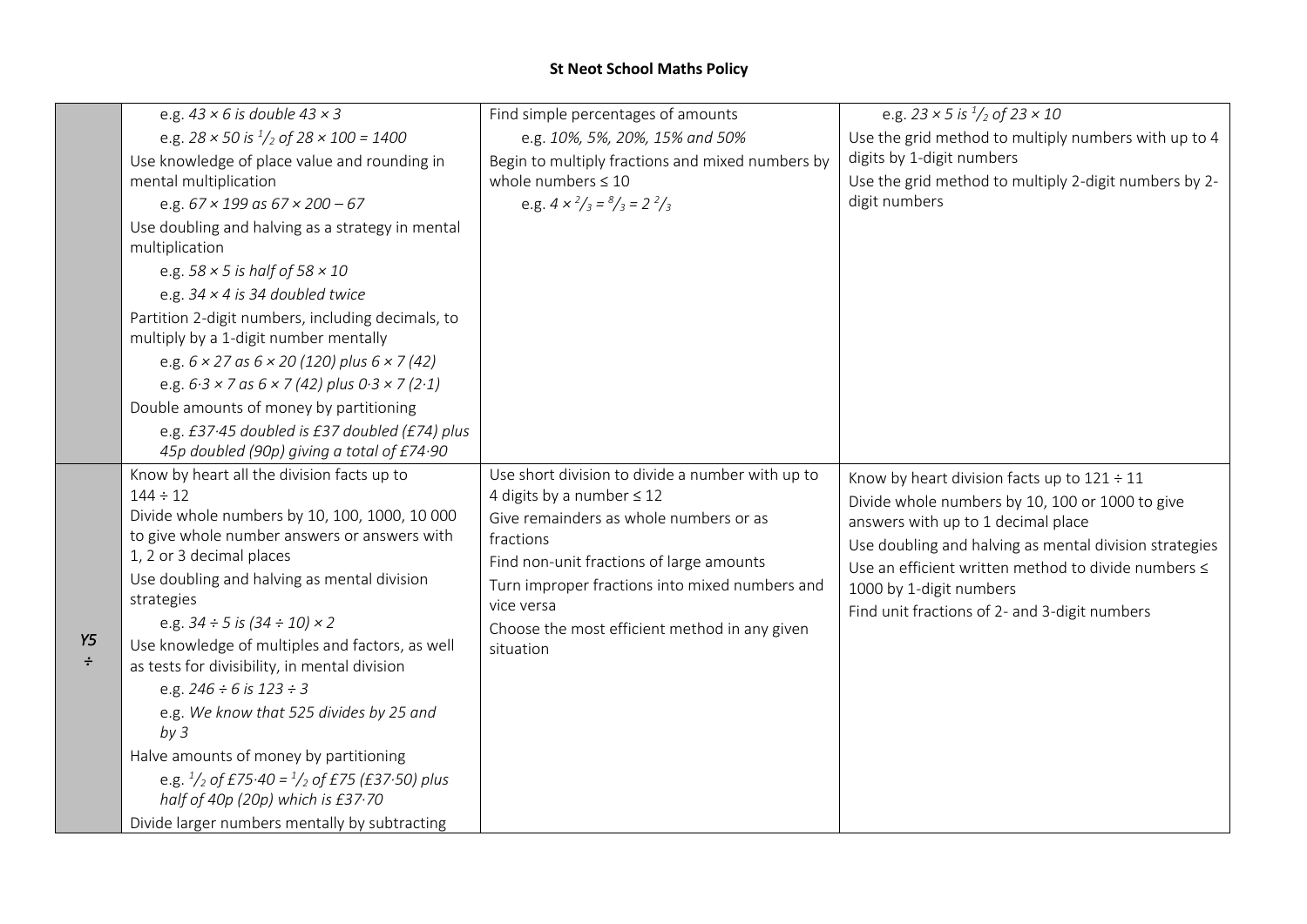**St Neot School Maths Policy**

| | | | |
|---|---|---|---|
| | e.g. *43 × 6 is double 43 × 3*<br>e.g. *28 × 50 is $^1/_2$ of 28 × 100 = 1400*<br>Use knowledge of place value and rounding in mental multiplication<br>e.g. *67 × 199 as 67 × 200 – 67*<br>Use doubling and halving as a strategy in mental multiplication<br>e.g. *58 × 5 is half of 58 × 10*<br>e.g. *34 × 4 is 34 doubled twice*<br>Partition 2-digit numbers, including decimals, to multiply by a 1-digit number mentally<br>e.g. *6 × 27 as 6 × 20 (120) plus 6 × 7 (42)*<br>e.g. *6·3 × 7 as 6 × 7 (42) plus 0·3 × 7 (2·1)*<br>Double amounts of money by partitioning<br>e.g. *£37·45 doubled is £37 doubled (£74) plus 45p doubled (90p) giving a total of £74·90* | Find simple percentages of amounts<br>e.g. *10%, 5%, 20%, 15% and 50%*<br>Begin to multiply fractions and mixed numbers by whole numbers ≤ 10<br>e.g. *$4 \times {}^2/_3 = {}^8/_3 = 2\,{}^2/_3$* | e.g. *23 × 5 is $^1/_2$ of 23 × 10*<br>Use the grid method to multiply numbers with up to 4 digits by 1-digit numbers<br>Use the grid method to multiply 2-digit numbers by 2-digit numbers |
| **Y5 ÷** | Know by heart all the division facts up to 144 ÷ 12<br>Divide whole numbers by 10, 100, 1000, 10 000 to give whole number answers or answers with 1, 2 or 3 decimal places<br>Use doubling and halving as mental division strategies<br>e.g. *34 ÷ 5 is (34 ÷ 10) × 2*<br>Use knowledge of multiples and factors, as well as tests for divisibility, in mental division<br>e.g. *246 ÷ 6 is 123 ÷ 3*<br>e.g. *We know that 525 divides by 25 and by 3*<br>Halve amounts of money by partitioning<br>e.g. *$^1/_2$ of £75·40 = $^1/_2$ of £75 (£37·50) plus half of 40p (20p) which is £37·70*<br>Divide larger numbers mentally by subtracting | Use short division to divide a number with up to 4 digits by a number ≤ 12<br>Give remainders as whole numbers or as fractions<br>Find non-unit fractions of large amounts<br>Turn improper fractions into mixed numbers and vice versa<br>Choose the most efficient method in any given situation | Know by heart division facts up to 121 ÷ 11<br>Divide whole numbers by 10, 100 or 1000 to give answers with up to 1 decimal place<br>Use doubling and halving as mental division strategies<br>Use an efficient written method to divide numbers ≤ 1000 by 1-digit numbers<br>Find unit fractions of 2- and 3-digit numbers |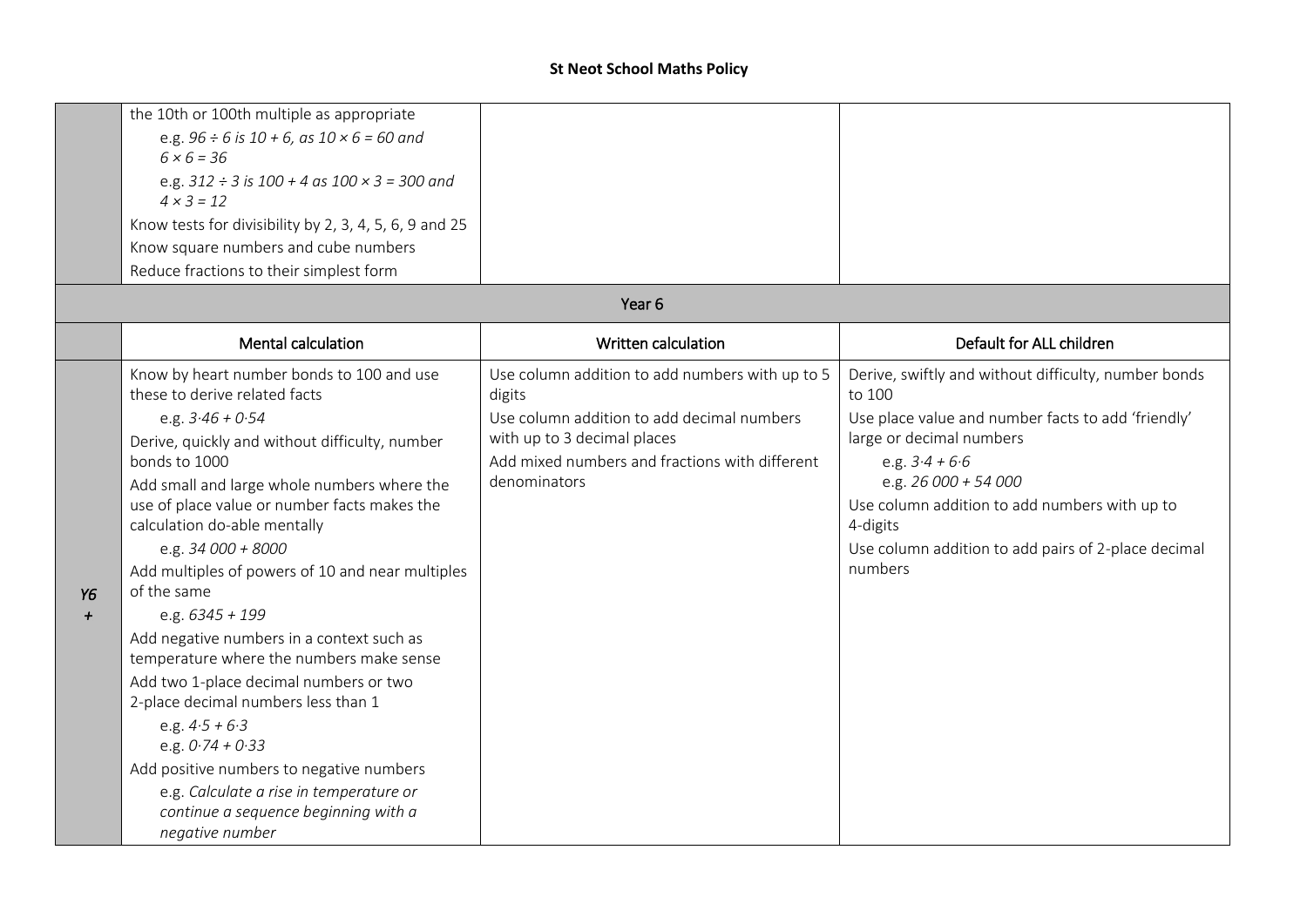| | | | |
|---|---|---|---|
| | the 10th or 100th multiple as appropriate<br>e.g. *96 ÷ 6 is 10 + 6, as 10 × 6 = 60 and 6 × 6 = 36*<br>e.g. *312 ÷ 3 is 100 + 4 as 100 × 3 = 300 and 4 × 3 = 12*<br>Know tests for divisibility by 2, 3, 4, 5, 6, 9 and 25<br>Know square numbers and cube numbers<br>Reduce fractions to their simplest form | | |

| Year 6 | | | |
|---|---|---|---|
| | Mental calculation | Written calculation | Default for ALL children |
| *Y6 +* | Know by heart number bonds to 100 and use these to derive related facts<br>e.g. *3·46 + 0·54*<br>Derive, quickly and without difficulty, number bonds to 1000<br>Add small and large whole numbers where the use of place value or number facts makes the calculation do-able mentally<br>e.g. *34 000 + 8000*<br>Add multiples of powers of 10 and near multiples of the same<br>e.g. *6345 + 199*<br>Add negative numbers in a context such as temperature where the numbers make sense<br>Add two 1-place decimal numbers or two 2-place decimal numbers less than 1<br>e.g. *4·5 + 6·3*<br>e.g. *0·74 + 0·33*<br>Add positive numbers to negative numbers<br>e.g. *Calculate a rise in temperature or continue a sequence beginning with a negative number* | Use column addition to add numbers with up to 5 digits<br>Use column addition to add decimal numbers with up to 3 decimal places<br>Add mixed numbers and fractions with different denominators | Derive, swiftly and without difficulty, number bonds to 100<br>Use place value and number facts to add 'friendly' large or decimal numbers<br>e.g. *3·4 + 6·6*<br>e.g. *26 000 + 54 000*<br>Use column addition to add numbers with up to 4-digits<br>Use column addition to add pairs of 2-place decimal numbers |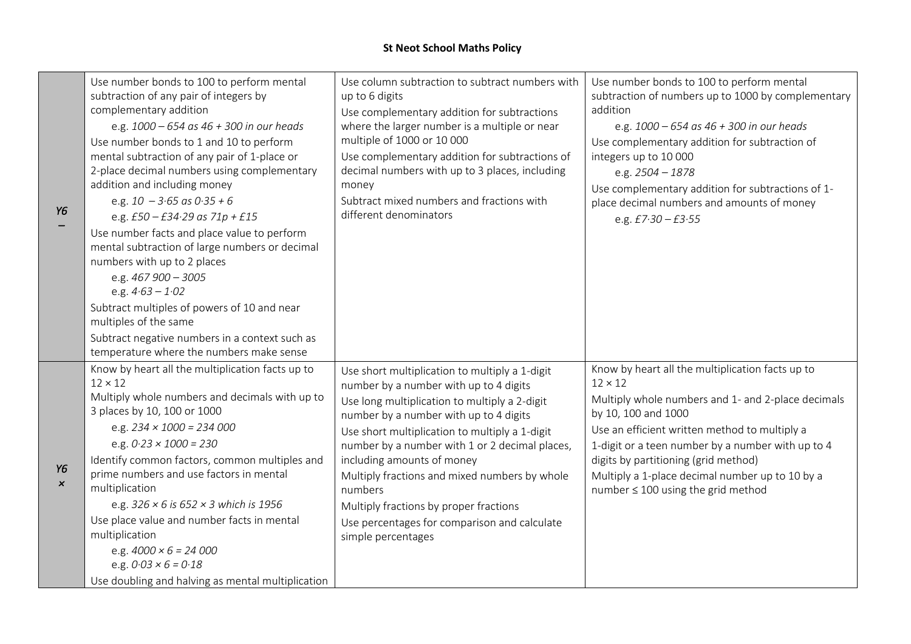**St Neot School Maths Policy**

| | | | |
|---|---|---|---|
| *Y6* – | Use number bonds to 100 to perform mental subtraction of any pair of integers by complementary addition<br>e.g. *1000 – 654 as 46 + 300 in our heads*<br>Use number bonds to 1 and 10 to perform mental subtraction of any pair of 1-place or 2-place decimal numbers using complementary addition and including money<br>e.g. *10 – 3·65 as 0·35 + 6*<br>e.g. *£50 – £34·29 as 71p + £15*<br>Use number facts and place value to perform mental subtraction of large numbers or decimal numbers with up to 2 places<br>e.g. *467 900 – 3005*<br>e.g. *4·63 – 1·02*<br>Subtract multiples of powers of 10 and near multiples of the same<br>Subtract negative numbers in a context such as temperature where the numbers make sense | Use column subtraction to subtract numbers with up to 6 digits<br>Use complementary addition for subtractions where the larger number is a multiple or near multiple of 1000 or 10 000<br>Use complementary addition for subtractions of decimal numbers with up to 3 places, including money<br>Subtract mixed numbers and fractions with different denominators | Use number bonds to 100 to perform mental subtraction of numbers up to 1000 by complementary addition<br>e.g. *1000 – 654 as 46 + 300 in our heads*<br>Use complementary addition for subtraction of integers up to 10 000<br>e.g. *2504 – 1878*<br>Use complementary addition for subtractions of 1-place decimal numbers and amounts of money<br>e.g. *£7·30 – £3·55* |
| *Y6* × | Know by heart all the multiplication facts up to 12 × 12<br>Multiply whole numbers and decimals with up to 3 places by 10, 100 or 1000<br>e.g. *234 × 1000 = 234 000*<br>e.g. *0·23 × 1000 = 230*<br>Identify common factors, common multiples and prime numbers and use factors in mental multiplication<br>e.g. *326 × 6 is 652 × 3 which is 1956*<br>Use place value and number facts in mental multiplication<br>e.g. *4000 × 6 = 24 000*<br>e.g. *0·03 × 6 = 0·18*<br>Use doubling and halving as mental multiplication | Use short multiplication to multiply a 1-digit number by a number with up to 4 digits<br>Use long multiplication to multiply a 2-digit number by a number with up to 4 digits<br>Use short multiplication to multiply a 1-digit number by a number with 1 or 2 decimal places, including amounts of money<br>Multiply fractions and mixed numbers by whole numbers<br>Multiply fractions by proper fractions<br>Use percentages for comparison and calculate simple percentages | Know by heart all the multiplication facts up to 12 × 12<br>Multiply whole numbers and 1- and 2-place decimals by 10, 100 and 1000<br>Use an efficient written method to multiply a 1-digit or a teen number by a number with up to 4 digits by partitioning (grid method)<br>Multiply a 1-place decimal number up to 10 by a number ≤ 100 using the grid method |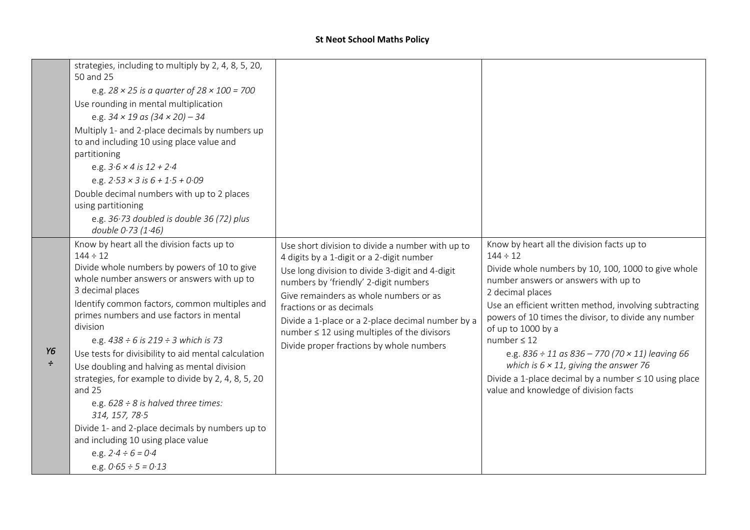| | | | |
|---|---|---|---|
| | strategies, including to multiply by 2, 4, 8, 5, 20, 50 and 25<br>e.g. *28 × 25 is a quarter of 28 × 100 = 700*<br>Use rounding in mental multiplication<br>e.g. *34 × 19 as (34 × 20) – 34*<br>Multiply 1- and 2-place decimals by numbers up to and including 10 using place value and partitioning<br>e.g. *3·6 × 4 is 12 + 2·4*<br>e.g. *2·53 × 3 is 6 + 1·5 + 0·09*<br>Double decimal numbers with up to 2 places using partitioning<br>e.g. *36·73 doubled is double 36 (72) plus double 0·73 (1·46)* | | |
| *Y6* ÷ | Know by heart all the division facts up to 144 ÷ 12<br>Divide whole numbers by powers of 10 to give whole number answers or answers with up to 3 decimal places<br>Identify common factors, common multiples and primes numbers and use factors in mental division<br>e.g. *438 ÷ 6 is 219 ÷ 3 which is 73*<br>Use tests for divisibility to aid mental calculation<br>Use doubling and halving as mental division strategies, for example to divide by 2, 4, 8, 5, 20 and 25<br>e.g. *628 ÷ 8 is halved three times: 314, 157, 78·5*<br>Divide 1- and 2-place decimals by numbers up to and including 10 using place value<br>e.g. *2·4 ÷ 6 = 0·4*<br>e.g. *0·65 ÷ 5 = 0·13* | Use short division to divide a number with up to 4 digits by a 1-digit or a 2-digit number<br>Use long division to divide 3-digit and 4-digit numbers by 'friendly' 2-digit numbers<br>Give remainders as whole numbers or as fractions or as decimals<br>Divide a 1-place or a 2-place decimal number by a number ≤ 12 using multiples of the divisors<br>Divide proper fractions by whole numbers | Know by heart all the division facts up to 144 ÷ 12<br>Divide whole numbers by 10, 100, 1000 to give whole number answers or answers with up to 2 decimal places<br>Use an efficient written method, involving subtracting powers of 10 times the divisor, to divide any number of up to 1000 by a number ≤ 12<br>e.g. *836 ÷ 11 as 836 – 770 (70 × 11) leaving 66 which is 6 × 11, giving the answer 76*<br>Divide a 1-place decimal by a number ≤ 10 using place value and knowledge of division facts |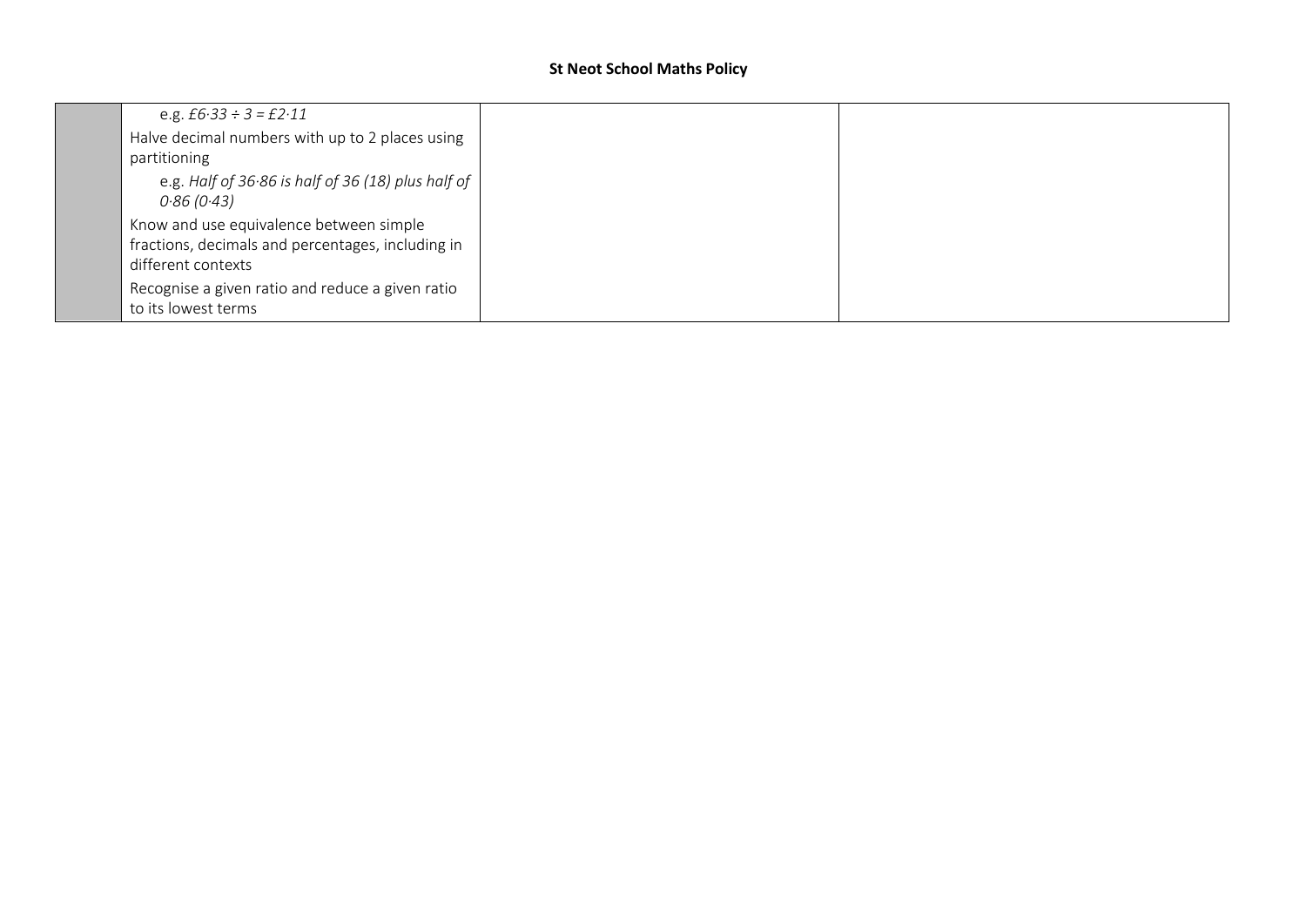| | | | |
|---|---|---|---|
| | e.g. *£6·33 ÷ 3 = £2·11*<br>Halve decimal numbers with up to 2 places using partitioning<br>e.g. *Half of 36·86 is half of 36 (18) plus half of 0·86 (0·43)*<br>Know and use equivalence between simple fractions, decimals and percentages, including in different contexts<br>Recognise a given ratio and reduce a given ratio to its lowest terms | | |